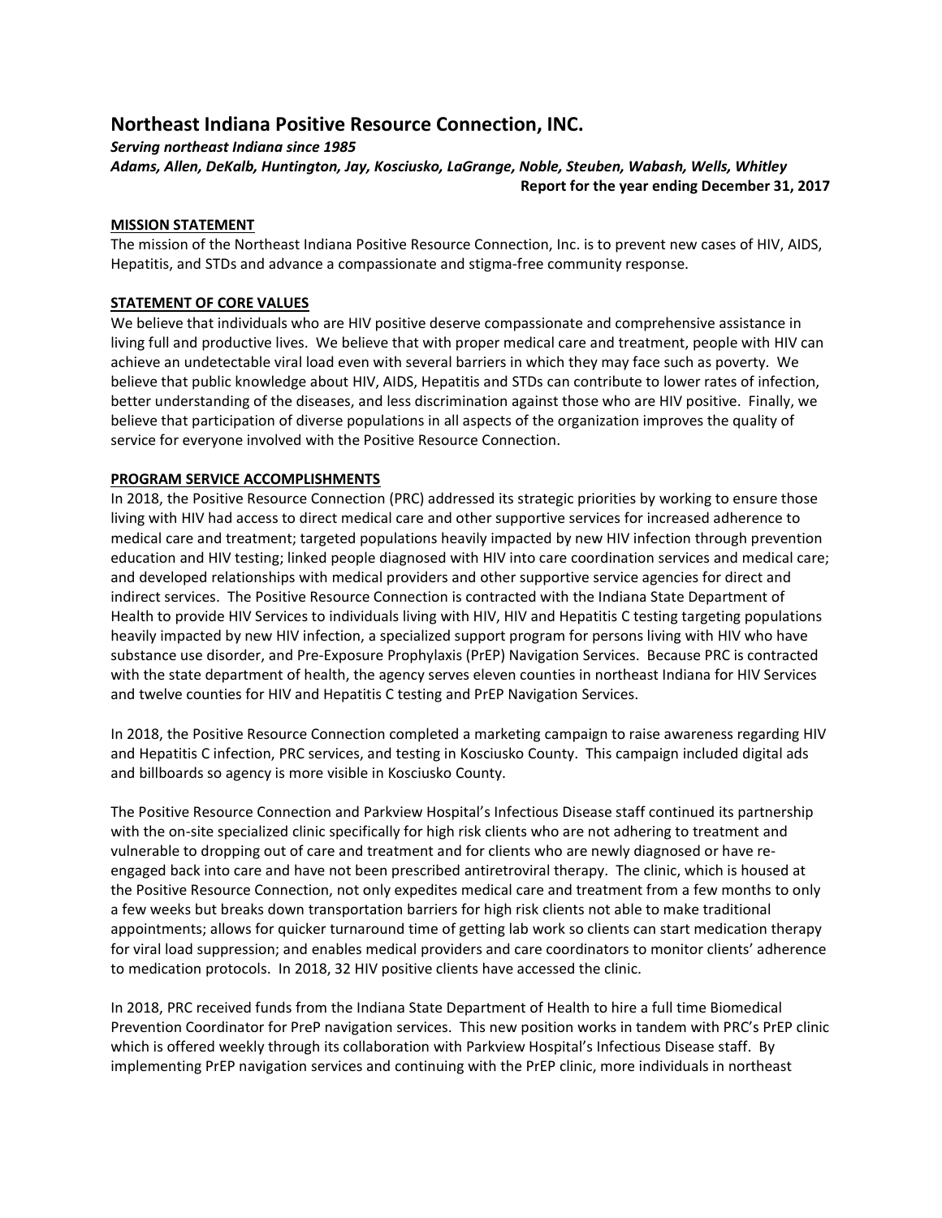# Northeast Indiana Positive Resource Connection, INC.

***Serving northeast Indiana since 1985***

***Adams, Allen, DeKalb, Huntington, Jay, Kosciusko, LaGrange, Noble, Steuben, Wabash, Wells, Whitley***

**Report for the year ending December 31, 2017**

## MISSION STATEMENT

The mission of the Northeast Indiana Positive Resource Connection, Inc. is to prevent new cases of HIV, AIDS, Hepatitis, and STDs and advance a compassionate and stigma-free community response.

## STATEMENT OF CORE VALUES

We believe that individuals who are HIV positive deserve compassionate and comprehensive assistance in living full and productive lives. We believe that with proper medical care and treatment, people with HIV can achieve an undetectable viral load even with several barriers in which they may face such as poverty. We believe that public knowledge about HIV, AIDS, Hepatitis and STDs can contribute to lower rates of infection, better understanding of the diseases, and less discrimination against those who are HIV positive. Finally, we believe that participation of diverse populations in all aspects of the organization improves the quality of service for everyone involved with the Positive Resource Connection.

## PROGRAM SERVICE ACCOMPLISHMENTS

In 2018, the Positive Resource Connection (PRC) addressed its strategic priorities by working to ensure those living with HIV had access to direct medical care and other supportive services for increased adherence to medical care and treatment; targeted populations heavily impacted by new HIV infection through prevention education and HIV testing; linked people diagnosed with HIV into care coordination services and medical care; and developed relationships with medical providers and other supportive service agencies for direct and indirect services. The Positive Resource Connection is contracted with the Indiana State Department of Health to provide HIV Services to individuals living with HIV, HIV and Hepatitis C testing targeting populations heavily impacted by new HIV infection, a specialized support program for persons living with HIV who have substance use disorder, and Pre-Exposure Prophylaxis (PrEP) Navigation Services. Because PRC is contracted with the state department of health, the agency serves eleven counties in northeast Indiana for HIV Services and twelve counties for HIV and Hepatitis C testing and PrEP Navigation Services.

In 2018, the Positive Resource Connection completed a marketing campaign to raise awareness regarding HIV and Hepatitis C infection, PRC services, and testing in Kosciusko County. This campaign included digital ads and billboards so agency is more visible in Kosciusko County.

The Positive Resource Connection and Parkview Hospital's Infectious Disease staff continued its partnership with the on-site specialized clinic specifically for high risk clients who are not adhering to treatment and vulnerable to dropping out of care and treatment and for clients who are newly diagnosed or have re-engaged back into care and have not been prescribed antiretroviral therapy. The clinic, which is housed at the Positive Resource Connection, not only expedites medical care and treatment from a few months to only a few weeks but breaks down transportation barriers for high risk clients not able to make traditional appointments; allows for quicker turnaround time of getting lab work so clients can start medication therapy for viral load suppression; and enables medical providers and care coordinators to monitor clients' adherence to medication protocols. In 2018, 32 HIV positive clients have accessed the clinic.

In 2018, PRC received funds from the Indiana State Department of Health to hire a full time Biomedical Prevention Coordinator for PreP navigation services. This new position works in tandem with PRC's PrEP clinic which is offered weekly through its collaboration with Parkview Hospital's Infectious Disease staff. By implementing PrEP navigation services and continuing with the PrEP clinic, more individuals in northeast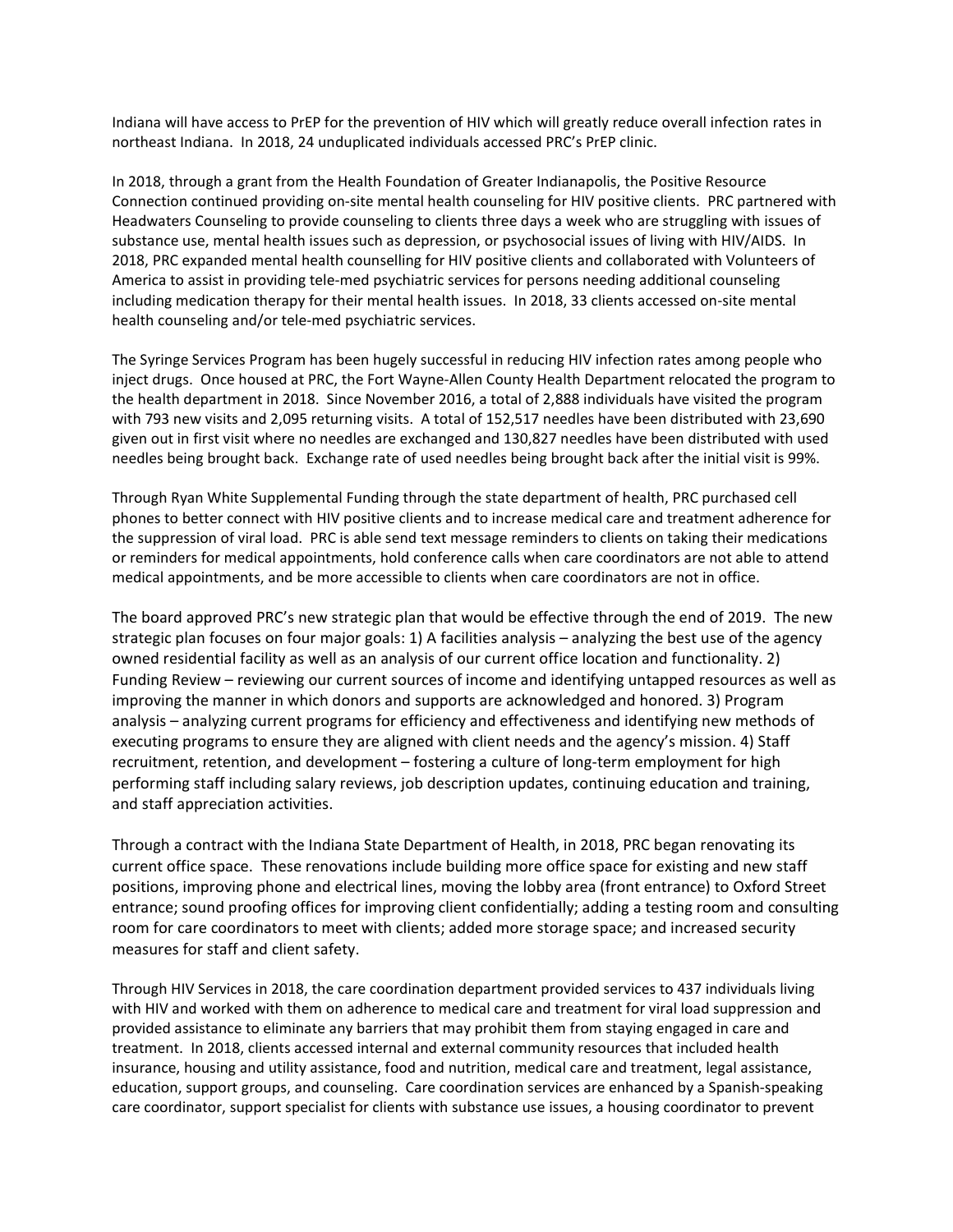Indiana will have access to PrEP for the prevention of HIV which will greatly reduce overall infection rates in northeast Indiana. In 2018, 24 unduplicated individuals accessed PRC's PrEP clinic.

In 2018, through a grant from the Health Foundation of Greater Indianapolis, the Positive Resource Connection continued providing on-site mental health counseling for HIV positive clients. PRC partnered with Headwaters Counseling to provide counseling to clients three days a week who are struggling with issues of substance use, mental health issues such as depression, or psychosocial issues of living with HIV/AIDS. In 2018, PRC expanded mental health counselling for HIV positive clients and collaborated with Volunteers of America to assist in providing tele-med psychiatric services for persons needing additional counseling including medication therapy for their mental health issues. In 2018, 33 clients accessed on-site mental health counseling and/or tele-med psychiatric services.

The Syringe Services Program has been hugely successful in reducing HIV infection rates among people who inject drugs. Once housed at PRC, the Fort Wayne-Allen County Health Department relocated the program to the health department in 2018. Since November 2016, a total of 2,888 individuals have visited the program with 793 new visits and 2,095 returning visits. A total of 152,517 needles have been distributed with 23,690 given out in first visit where no needles are exchanged and 130,827 needles have been distributed with used needles being brought back. Exchange rate of used needles being brought back after the initial visit is 99%.

Through Ryan White Supplemental Funding through the state department of health, PRC purchased cell phones to better connect with HIV positive clients and to increase medical care and treatment adherence for the suppression of viral load. PRC is able send text message reminders to clients on taking their medications or reminders for medical appointments, hold conference calls when care coordinators are not able to attend medical appointments, and be more accessible to clients when care coordinators are not in office.

The board approved PRC's new strategic plan that would be effective through the end of 2019. The new strategic plan focuses on four major goals: 1) A facilities analysis – analyzing the best use of the agency owned residential facility as well as an analysis of our current office location and functionality. 2) Funding Review – reviewing our current sources of income and identifying untapped resources as well as improving the manner in which donors and supports are acknowledged and honored. 3) Program analysis – analyzing current programs for efficiency and effectiveness and identifying new methods of executing programs to ensure they are aligned with client needs and the agency's mission. 4) Staff recruitment, retention, and development – fostering a culture of long-term employment for high performing staff including salary reviews, job description updates, continuing education and training, and staff appreciation activities.

Through a contract with the Indiana State Department of Health, in 2018, PRC began renovating its current office space. These renovations include building more office space for existing and new staff positions, improving phone and electrical lines, moving the lobby area (front entrance) to Oxford Street entrance; sound proofing offices for improving client confidentially; adding a testing room and consulting room for care coordinators to meet with clients; added more storage space; and increased security measures for staff and client safety.

Through HIV Services in 2018, the care coordination department provided services to 437 individuals living with HIV and worked with them on adherence to medical care and treatment for viral load suppression and provided assistance to eliminate any barriers that may prohibit them from staying engaged in care and treatment. In 2018, clients accessed internal and external community resources that included health insurance, housing and utility assistance, food and nutrition, medical care and treatment, legal assistance, education, support groups, and counseling. Care coordination services are enhanced by a Spanish-speaking care coordinator, support specialist for clients with substance use issues, a housing coordinator to prevent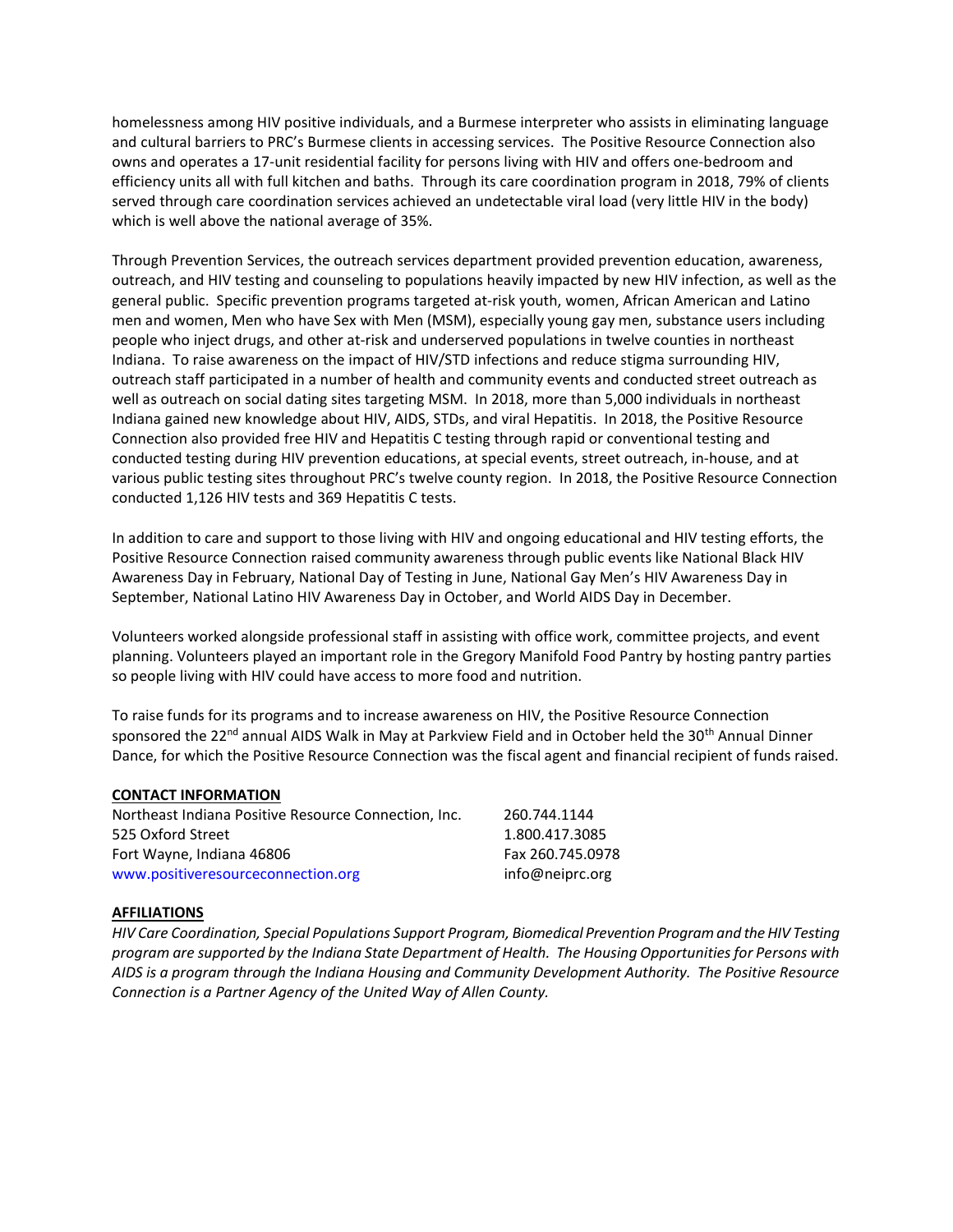homelessness among HIV positive individuals, and a Burmese interpreter who assists in eliminating language and cultural barriers to PRC's Burmese clients in accessing services. The Positive Resource Connection also owns and operates a 17-unit residential facility for persons living with HIV and offers one-bedroom and efficiency units all with full kitchen and baths. Through its care coordination program in 2018, 79% of clients served through care coordination services achieved an undetectable viral load (very little HIV in the body) which is well above the national average of 35%.

Through Prevention Services, the outreach services department provided prevention education, awareness, outreach, and HIV testing and counseling to populations heavily impacted by new HIV infection, as well as the general public. Specific prevention programs targeted at-risk youth, women, African American and Latino men and women, Men who have Sex with Men (MSM), especially young gay men, substance users including people who inject drugs, and other at-risk and underserved populations in twelve counties in northeast Indiana. To raise awareness on the impact of HIV/STD infections and reduce stigma surrounding HIV, outreach staff participated in a number of health and community events and conducted street outreach as well as outreach on social dating sites targeting MSM. In 2018, more than 5,000 individuals in northeast Indiana gained new knowledge about HIV, AIDS, STDs, and viral Hepatitis. In 2018, the Positive Resource Connection also provided free HIV and Hepatitis C testing through rapid or conventional testing and conducted testing during HIV prevention educations, at special events, street outreach, in-house, and at various public testing sites throughout PRC's twelve county region. In 2018, the Positive Resource Connection conducted 1,126 HIV tests and 369 Hepatitis C tests.

In addition to care and support to those living with HIV and ongoing educational and HIV testing efforts, the Positive Resource Connection raised community awareness through public events like National Black HIV Awareness Day in February, National Day of Testing in June, National Gay Men's HIV Awareness Day in September, National Latino HIV Awareness Day in October, and World AIDS Day in December.

Volunteers worked alongside professional staff in assisting with office work, committee projects, and event planning. Volunteers played an important role in the Gregory Manifold Food Pantry by hosting pantry parties so people living with HIV could have access to more food and nutrition.

To raise funds for its programs and to increase awareness on HIV, the Positive Resource Connection sponsored the 22nd annual AIDS Walk in May at Parkview Field and in October held the 30th Annual Dinner Dance, for which the Positive Resource Connection was the fiscal agent and financial recipient of funds raised.

**CONTACT INFORMATION**

Northeast Indiana Positive Resource Connection, Inc.
525 Oxford Street
Fort Wayne, Indiana 46806
www.positiveresourceconnection.org

260.744.1144
1.800.417.3085
Fax 260.745.0978
info@neiprc.org

**AFFILIATIONS**

*HIV Care Coordination, Special Populations Support Program, Biomedical Prevention Program and the HIV Testing program are supported by the Indiana State Department of Health. The Housing Opportunities for Persons with AIDS is a program through the Indiana Housing and Community Development Authority. The Positive Resource Connection is a Partner Agency of the United Way of Allen County.*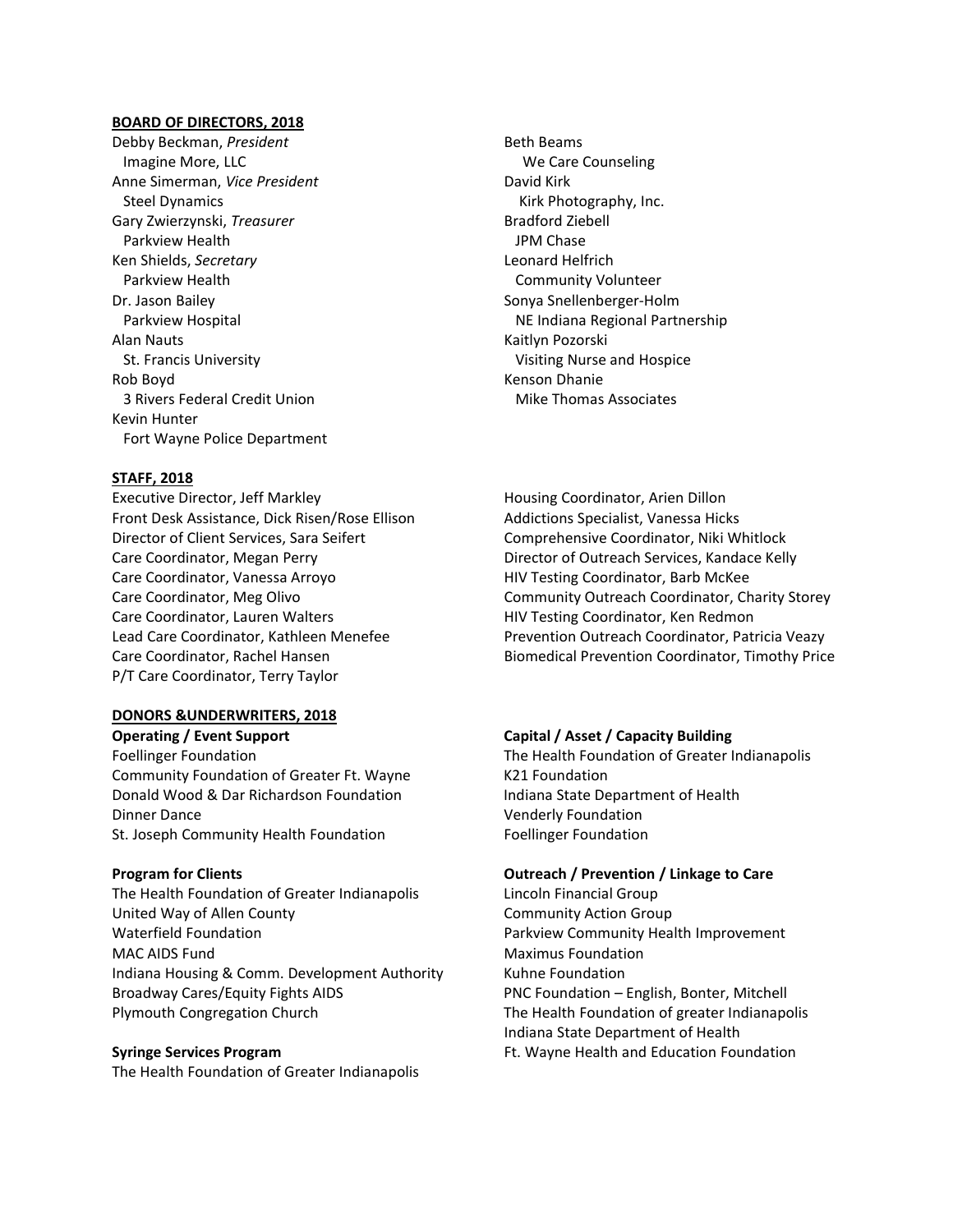## BOARD OF DIRECTORS, 2018

Debby Beckman, *President*
Imagine More, LLC
Anne Simerman, *Vice President*
Steel Dynamics
Gary Zwierzynski, *Treasurer*
Parkview Health
Ken Shields, *Secretary*
Parkview Health
Dr. Jason Bailey
Parkview Hospital
Alan Nauts
St. Francis University
Rob Boyd
3 Rivers Federal Credit Union
Kevin Hunter
Fort Wayne Police Department
Beth Beams
We Care Counseling
David Kirk
Kirk Photography, Inc.
Bradford Ziebell
JPM Chase
Leonard Helfrich
Community Volunteer
Sonya Snellenberger-Holm
NE Indiana Regional Partnership
Kaitlyn Pozorski
Visiting Nurse and Hospice
Kenson Dhanie
Mike Thomas Associates

## STAFF, 2018

Executive Director, Jeff Markley
Front Desk Assistance, Dick Risen/Rose Ellison
Director of Client Services, Sara Seifert
Care Coordinator, Megan Perry
Care Coordinator, Vanessa Arroyo
Care Coordinator, Meg Olivo
Care Coordinator, Lauren Walters
Lead Care Coordinator, Kathleen Menefee
Care Coordinator, Rachel Hansen
P/T Care Coordinator, Terry Taylor
Housing Coordinator, Arien Dillon
Addictions Specialist, Vanessa Hicks
Comprehensive Coordinator, Niki Whitlock
Director of Outreach Services, Kandace Kelly
HIV Testing Coordinator, Barb McKee
Community Outreach Coordinator, Charity Storey
HIV Testing Coordinator, Ken Redmon
Prevention Outreach Coordinator, Patricia Veazy
Biomedical Prevention Coordinator, Timothy Price

## DONORS &UNDERWRITERS, 2018

**Operating / Event Support**
Foellinger Foundation
Community Foundation of Greater Ft. Wayne
Donald Wood & Dar Richardson Foundation
Dinner Dance
St. Joseph Community Health Foundation

**Program for Clients**
The Health Foundation of Greater Indianapolis
United Way of Allen County
Waterfield Foundation
MAC AIDS Fund
Indiana Housing & Comm. Development Authority
Broadway Cares/Equity Fights AIDS
Plymouth Congregation Church

**Syringe Services Program**
The Health Foundation of Greater Indianapolis

**Capital / Asset / Capacity Building**
The Health Foundation of Greater Indianapolis
K21 Foundation
Indiana State Department of Health
Venderly Foundation
Foellinger Foundation

**Outreach / Prevention / Linkage to Care**
Lincoln Financial Group
Community Action Group
Parkview Community Health Improvement
Maximus Foundation
Kuhne Foundation
PNC Foundation – English, Bonter, Mitchell
The Health Foundation of greater Indianapolis
Indiana State Department of Health
Ft. Wayne Health and Education Foundation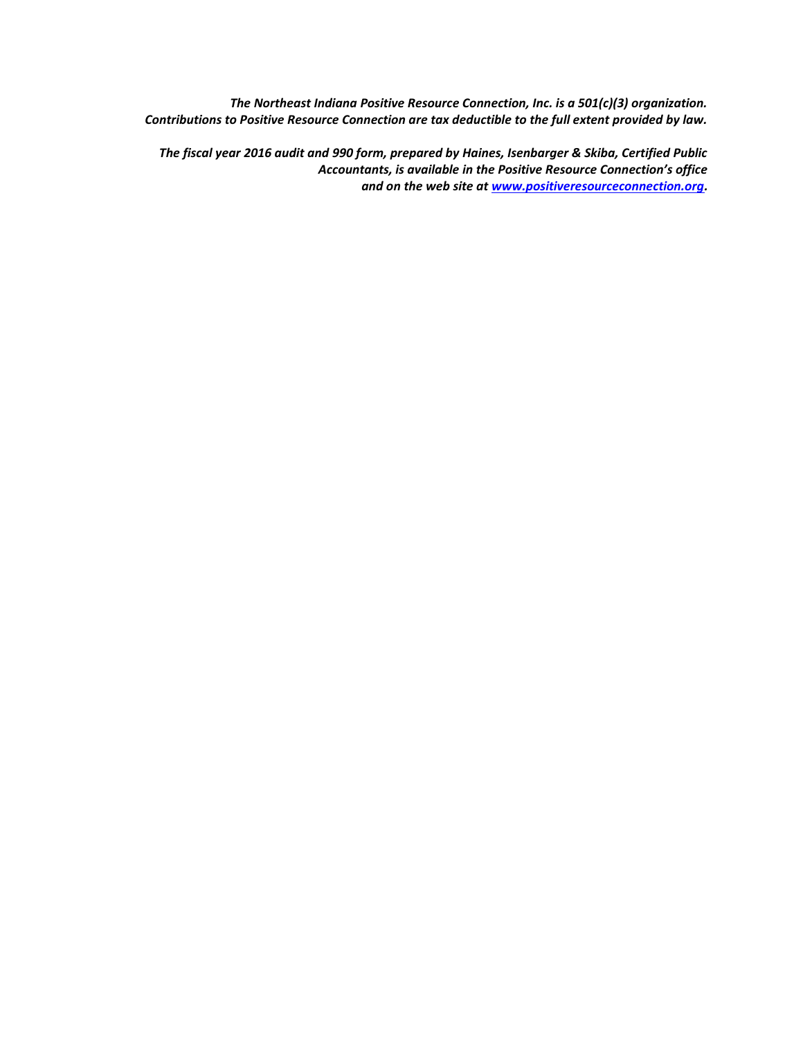***The Northeast Indiana Positive Resource Connection, Inc. is a 501(c)(3) organization. Contributions to Positive Resource Connection are tax deductible to the full extent provided by law.***

***The fiscal year 2016 audit and 990 form, prepared by Haines, Isenbarger & Skiba, Certified Public Accountants, is available in the Positive Resource Connection's office and on the web site at [www.positiveresourceconnection.org](http://www.positiveresourceconnection.org).***